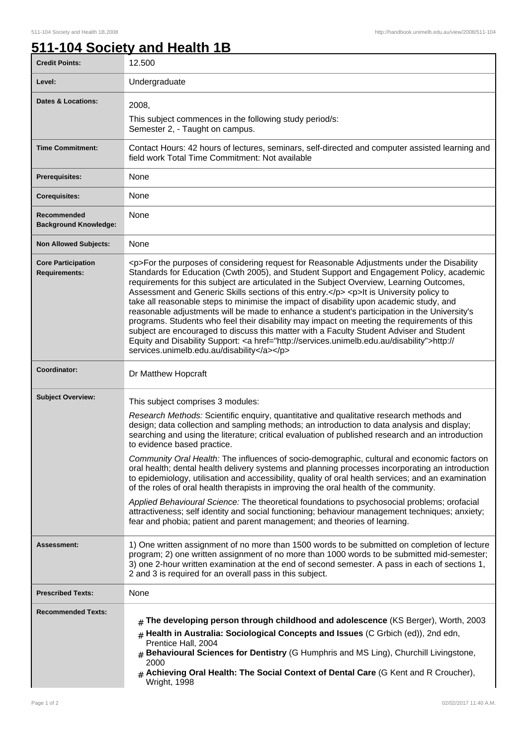# 511-104 Society and Health 1B

| | |
|---|---|
| **Credit Points:** | 12.500 |
| **Level:** | Undergraduate |
| **Dates & Locations:** | 2008,<br>This subject commences in the following study period/s:<br>Semester 2, - Taught on campus. |
| **Time Commitment:** | Contact Hours: 42 hours of lectures, seminars, self-directed and computer assisted learning and field work Total Time Commitment: Not available |
| **Prerequisites:** | None |
| **Corequisites:** | None |
| **Recommended Background Knowledge:** | None |
| **Non Allowed Subjects:** | None |
| **Core Participation Requirements:** | <p>For the purposes of considering request for Reasonable Adjustments under the Disability Standards for Education (Cwth 2005), and Student Support and Engagement Policy, academic requirements for this subject are articulated in the Subject Overview, Learning Outcomes, Assessment and Generic Skills sections of this entry.</p> <p>It is University policy to take all reasonable steps to minimise the impact of disability upon academic study, and reasonable adjustments will be made to enhance a student's participation in the University's programs. Students who feel their disability may impact on meeting the requirements of this subject are encouraged to discuss this matter with a Faculty Student Adviser and Student Equity and Disability Support: <a href="http://services.unimelb.edu.au/disability">http://services.unimelb.edu.au/disability</a></p> |
| **Coordinator:** | Dr Matthew Hopcraft |
| **Subject Overview:** | This subject comprises 3 modules:<br>*Research Methods:* Scientific enquiry, quantitative and qualitative research methods and design; data collection and sampling methods; an introduction to data analysis and display; searching and using the literature; critical evaluation of published research and an introduction to evidence based practice.<br>*Community Oral Health:* The influences of socio-demographic, cultural and economic factors on oral health; dental health delivery systems and planning processes incorporating an introduction to epidemiology, utilisation and accessibility, quality of oral health services; and an examination of the roles of oral health therapists in improving the oral health of the community.<br>*Applied Behavioural Science:* The theoretical foundations to psychosocial problems; orofacial attractiveness; self identity and social functioning; behaviour management techniques; anxiety; fear and phobia; patient and parent management; and theories of learning. |
| **Assessment:** | 1) One written assignment of no more than 1500 words to be submitted on completion of lecture program; 2) one written assignment of no more than 1000 words to be submitted mid-semester; 3) one 2-hour written examination at the end of second semester. A pass in each of sections 1, 2 and 3 is required for an overall pass in this subject. |
| **Prescribed Texts:** | None |
| **Recommended Texts:** | # **The developing person through childhood and adolescence** (KS Berger), Worth, 2003<br># **Health in Australia: Sociological Concepts and Issues** (C Grbich (ed)), 2nd edn, Prentice Hall, 2004<br># **Behavioural Sciences for Dentistry** (G Humphris and MS Ling), Churchill Livingstone, 2000<br># **Achieving Oral Health: The Social Context of Dental Care** (G Kent and R Croucher), Wright, 1998 |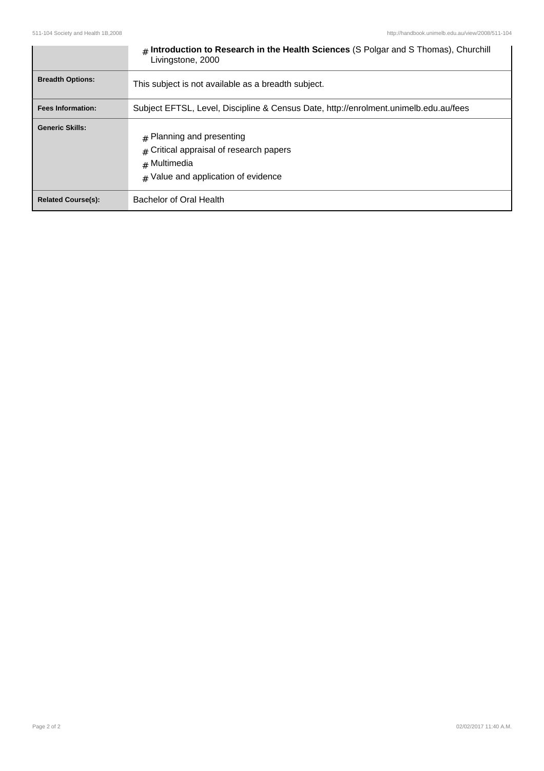| | |
|---|---|
| | # **Introduction to Research in the Health Sciences** (S Polgar and S Thomas), Churchill Livingstone, 2000 |
| **Breadth Options:** | This subject is not available as a breadth subject. |
| **Fees Information:** | Subject EFTSL, Level, Discipline & Census Date, http://enrolment.unimelb.edu.au/fees |
| **Generic Skills:** | # Planning and presenting<br># Critical appraisal of research papers<br># Multimedia<br># Value and application of evidence |
| **Related Course(s):** | Bachelor of Oral Health |